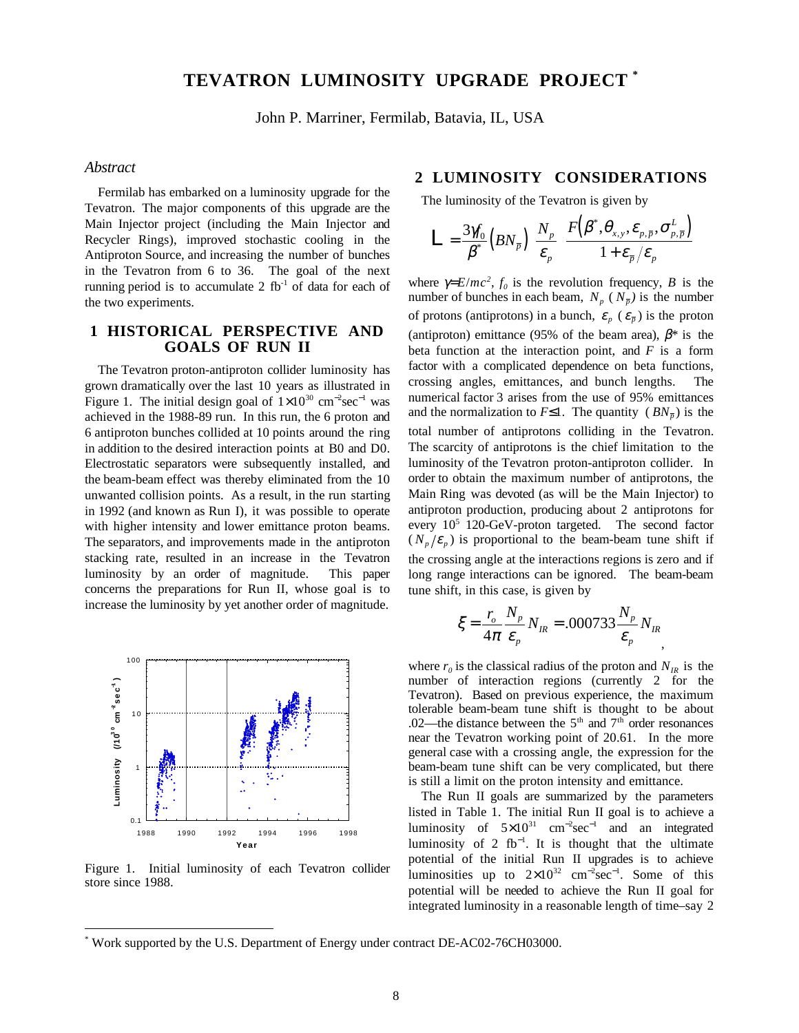# TEVATRON LUMINOSITY UPGRADE PROJECT *

John P. Marriner, Fermilab, Batavia, IL, USA

## *Abstract*

Fermilab has embarked on a luminosity upgrade for the Tevatron. The major components of this upgrade are the Main Injector project (including the Main Injector and Recycler Rings), improved stochastic cooling in the Antiproton Source, and increasing the number of bunches in the Tevatron from 6 to 36. The goal of the next running period is to accumulate 2 fb$^{-1}$ of data for each of the two experiments.

## 1 HISTORICAL PERSPECTIVE AND GOALS OF RUN II

The Tevatron proton-antiproton collider luminosity has grown dramatically over the last 10 years as illustrated in Figure 1. The initial design goal of $1\times10^{30}$ cm$^{-2}$sec$^{-1}$ was achieved in the 1988-89 run. In this run, the 6 proton and 6 antiproton bunches collided at 10 points around the ring in addition to the desired interaction points at B0 and D0. Electrostatic separators were subsequently installed, and the beam-beam effect was thereby eliminated from the 10 unwanted collision points. As a result, in the run starting in 1992 (and known as Run I), it was possible to operate with higher intensity and lower emittance proton beams. The separators, and improvements made in the antiproton stacking rate, resulted in an increase in the Tevatron luminosity by an order of magnitude. This paper concerns the preparations for Run II, whose goal is to increase the luminosity by yet another order of magnitude.

Figure 1. Initial luminosity of each Tevatron collider store since 1988.

## 2 LUMINOSITY CONSIDERATIONS

The luminosity of the Tevatron is given by

$$L = \frac{3\gamma f_0}{\beta^*}\left(BN_{\bar{p}}\right)\frac{N_p}{\varepsilon_p}\frac{F\left(\beta^*,\theta_{x,y},\varepsilon_{p,\bar{p}},\sigma^L_{p,\bar{p}}\right)}{1+\varepsilon_{\bar{p}}/\varepsilon_p}$$

where $\gamma=E/mc^2$, $f_0$ is the revolution frequency, $B$ is the number of bunches in each beam, $N_p$ ($N_{\bar{p}}$) is the number of protons (antiprotons) in a bunch, $\varepsilon_p$ ($\varepsilon_{\bar{p}}$) is the proton (antiproton) emittance (95% of the beam area), $\beta^*$ is the beta function at the interaction point, and $F$ is a form factor with a complicated dependence on beta functions, crossing angles, emittances, and bunch lengths. The numerical factor 3 arises from the use of 95% emittances and the normalization to $F\leq1$. The quantity ($BN_{\bar{p}}$) is the total number of antiprotons colliding in the Tevatron. The scarcity of antiprotons is the chief limitation to the luminosity of the Tevatron proton-antiproton collider. In order to obtain the maximum number of antiprotons, the Main Ring was devoted (as will be the Main Injector) to antiproton production, producing about 2 antiprotons for every $10^5$ 120-GeV-proton targeted. The second factor ($N_p/\varepsilon_p$) is proportional to the beam-beam tune shift if the crossing angle at the interactions regions is zero and if long range interactions can be ignored. The beam-beam tune shift, in this case, is given by

$$\xi = \frac{r_o}{4\pi}\frac{N_p}{\varepsilon_p}N_{IR} = .000733\frac{N_p}{\varepsilon_p}N_{IR},$$

where $r_0$ is the classical radius of the proton and $N_{IR}$ is the number of interaction regions (currently 2 for the Tevatron). Based on previous experience, the maximum tolerable beam-beam tune shift is thought to be about .02—the distance between the 5$^{th}$ and 7$^{th}$ order resonances near the Tevatron working point of 20.61. In the more general case with a crossing angle, the expression for the beam-beam tune shift can be very complicated, but there is still a limit on the proton intensity and emittance.

The Run II goals are summarized by the parameters listed in Table 1. The initial Run II goal is to achieve a luminosity of $5\times10^{31}$ cm$^{-2}$sec$^{-1}$ and an integrated luminosity of 2 fb$^{-1}$. It is thought that the ultimate potential of the initial Run II upgrades is to achieve luminosities up to $2\times10^{32}$ cm$^{-2}$sec$^{-1}$. Some of this potential will be needed to achieve the Run II goal for integrated luminosity in a reasonable length of time–say 2

* Work supported by the U.S. Department of Energy under contract DE-AC02-76CH03000.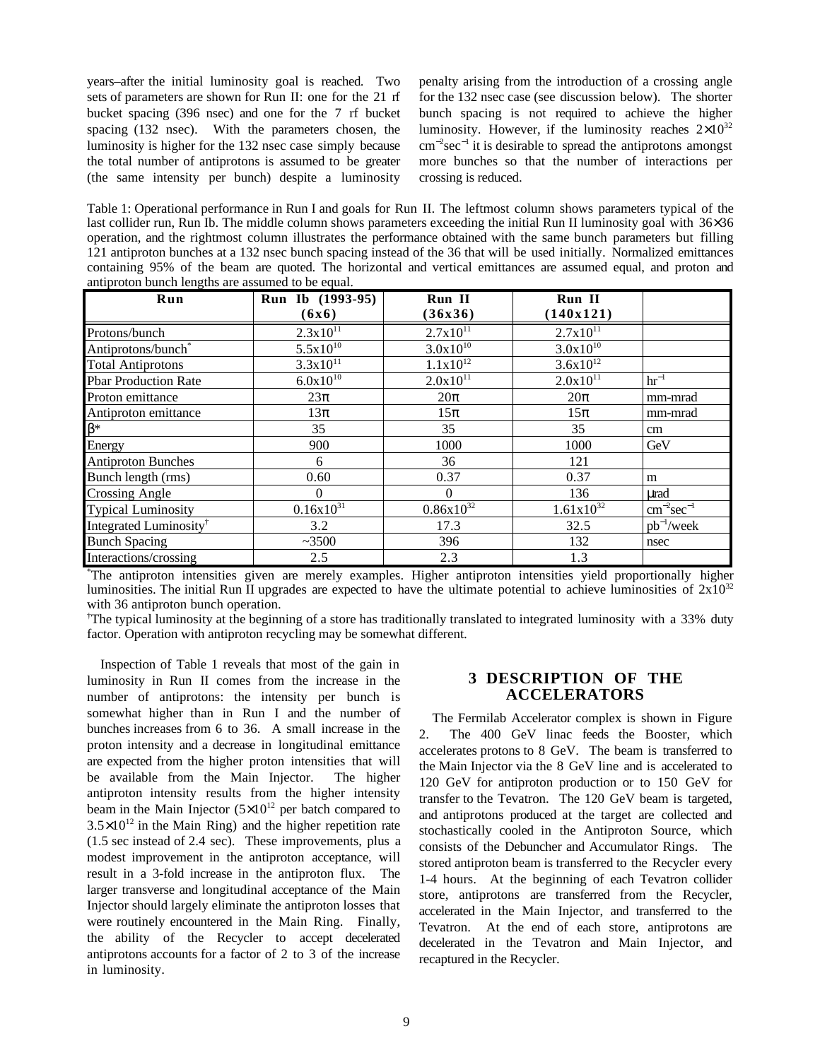years–after the initial luminosity goal is reached. Two sets of parameters are shown for Run II: one for the 21 rf bucket spacing (396 nsec) and one for the 7 rf bucket spacing (132 nsec). With the parameters chosen, the luminosity is higher for the 132 nsec case simply because the total number of antiprotons is assumed to be greater (the same intensity per bunch) despite a luminosity penalty arising from the introduction of a crossing angle for the 132 nsec case (see discussion below). The shorter bunch spacing is not required to achieve the higher luminosity. However, if the luminosity reaches $2\times10^{32}$ $cm^{-2}sec^{-1}$ it is desirable to spread the antiprotons amongst more bunches so that the number of interactions per crossing is reduced.

Table 1: Operational performance in Run I and goals for Run II. The leftmost column shows parameters typical of the last collider run, Run Ib. The middle column shows parameters exceeding the initial Run II luminosity goal with 36×36 operation, and the rightmost column illustrates the performance obtained with the same bunch parameters but filling 121 antiproton bunches at a 132 nsec bunch spacing instead of the 36 that will be used initially. Normalized emittances containing 95% of the beam are quoted. The horizontal and vertical emittances are assumed equal, and proton and antiproton bunch lengths are assumed to be equal.

| Run | Run Ib (1993-95) (6x6) | Run II (36x36) | Run II (140x121) | |
|---|---|---|---|---|
| Protons/bunch | $2.3\text{x}10^{11}$ | $2.7\text{x}10^{11}$ | $2.7\text{x}10^{11}$ | |
| Antiprotons/bunch* | $5.5\text{x}10^{10}$ | $3.0\text{x}10^{10}$ | $3.0\text{x}10^{10}$ | |
| Total Antiprotons | $3.3\text{x}10^{11}$ | $1.1\text{x}10^{12}$ | $3.6\text{x}10^{12}$ | |
| Pbar Production Rate | $6.0\text{x}10^{10}$ | $2.0\text{x}10^{11}$ | $2.0\text{x}10^{11}$ | $hr^{-1}$ |
| Proton emittance | $23\pi$ | $20\pi$ | $20\pi$ | mm-mrad |
| Antiproton emittance | $13\pi$ | $15\pi$ | $15\pi$ | mm-mrad |
| $\beta^*$ | 35 | 35 | 35 | cm |
| Energy | 900 | 1000 | 1000 | GeV |
| Antiproton Bunches | 6 | 36 | 121 | |
| Bunch length (rms) | 0.60 | 0.37 | 0.37 | m |
| Crossing Angle | 0 | 0 | 136 | μrad |
| Typical Luminosity | $0.16\text{x}10^{31}$ | $0.86\text{x}10^{32}$ | $1.61\text{x}10^{32}$ | $cm^{-2}sec^{-1}$ |
| Integrated Luminosity† | 3.2 | 17.3 | 32.5 | $pb^{-1}$/week |
| Bunch Spacing | ~3500 | 396 | 132 | nsec |
| Interactions/crossing | 2.5 | 2.3 | 1.3 | |

*The antiproton intensities given are merely examples. Higher antiproton intensities yield proportionally higher luminosities. The initial Run II upgrades are expected to have the ultimate potential to achieve luminosities of $2\text{x}10^{32}$ with 36 antiproton bunch operation.

†The typical luminosity at the beginning of a store has traditionally translated to integrated luminosity with a 33% duty factor. Operation with antiproton recycling may be somewhat different.

Inspection of Table 1 reveals that most of the gain in luminosity in Run II comes from the increase in the number of antiprotons: the intensity per bunch is somewhat higher than in Run I and the number of bunches increases from 6 to 36. A small increase in the proton intensity and a decrease in longitudinal emittance are expected from the higher proton intensities that will be available from the Main Injector. The higher antiproton intensity results from the higher intensity beam in the Main Injector ($5\times10^{12}$ per batch compared to $3.5\times10^{12}$ in the Main Ring) and the higher repetition rate (1.5 sec instead of 2.4 sec). These improvements, plus a modest improvement in the antiproton acceptance, will result in a 3-fold increase in the antiproton flux. The larger transverse and longitudinal acceptance of the Main Injector should largely eliminate the antiproton losses that were routinely encountered in the Main Ring. Finally, the ability of the Recycler to accept decelerated antiprotons accounts for a factor of 2 to 3 of the increase in luminosity.

## 3 DESCRIPTION OF THE ACCELERATORS

The Fermilab Accelerator complex is shown in Figure 2. The 400 GeV linac feeds the Booster, which accelerates protons to 8 GeV. The beam is transferred to the Main Injector via the 8 GeV line and is accelerated to 120 GeV for antiproton production or to 150 GeV for transfer to the Tevatron. The 120 GeV beam is targeted, and antiprotons produced at the target are collected and stochastically cooled in the Antiproton Source, which consists of the Debuncher and Accumulator Rings. The stored antiproton beam is transferred to the Recycler every 1-4 hours. At the beginning of each Tevatron collider store, antiprotons are transferred from the Recycler, accelerated in the Main Injector, and transferred to the Tevatron. At the end of each store, antiprotons are decelerated in the Tevatron and Main Injector, and recaptured in the Recycler.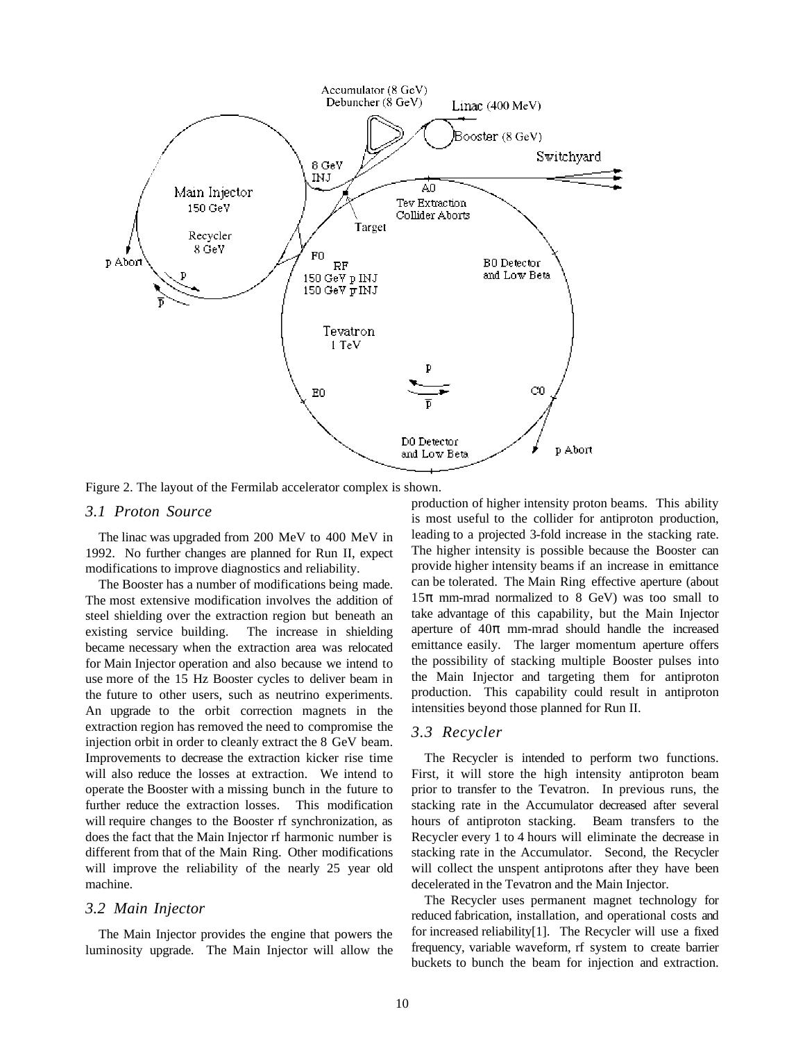Figure 2. The layout of the Fermilab accelerator complex is shown.

### 3.1 Proton Source

The linac was upgraded from 200 MeV to 400 MeV in 1992. No further changes are planned for Run II, expect modifications to improve diagnostics and reliability.

The Booster has a number of modifications being made. The most extensive modification involves the addition of steel shielding over the extraction region but beneath an existing service building. The increase in shielding became necessary when the extraction area was relocated for Main Injector operation and also because we intend to use more of the 15 Hz Booster cycles to deliver beam in the future to other users, such as neutrino experiments. An upgrade to the orbit correction magnets in the extraction region has removed the need to compromise the injection orbit in order to cleanly extract the 8 GeV beam. Improvements to decrease the extraction kicker rise time will also reduce the losses at extraction. We intend to operate the Booster with a missing bunch in the future to further reduce the extraction losses. This modification will require changes to the Booster rf synchronization, as does the fact that the Main Injector rf harmonic number is different from that of the Main Ring. Other modifications will improve the reliability of the nearly 25 year old machine.

### 3.2 Main Injector

The Main Injector provides the engine that powers the luminosity upgrade. The Main Injector will allow the production of higher intensity proton beams. This ability is most useful to the collider for antiproton production, leading to a projected 3-fold increase in the stacking rate. The higher intensity is possible because the Booster can provide higher intensity beams if an increase in emittance can be tolerated. The Main Ring effective aperture (about $15\pi$ mm-mrad normalized to 8 GeV) was too small to take advantage of this capability, but the Main Injector aperture of $40\pi$ mm-mrad should handle the increased emittance easily. The larger momentum aperture offers the possibility of stacking multiple Booster pulses into the Main Injector and targeting them for antiproton production. This capability could result in antiproton intensities beyond those planned for Run II.

### 3.3 Recycler

The Recycler is intended to perform two functions. First, it will store the high intensity antiproton beam prior to transfer to the Tevatron. In previous runs, the stacking rate in the Accumulator decreased after several hours of antiproton stacking. Beam transfers to the Recycler every 1 to 4 hours will eliminate the decrease in stacking rate in the Accumulator. Second, the Recycler will collect the unspent antiprotons after they have been decelerated in the Tevatron and the Main Injector.

The Recycler uses permanent magnet technology for reduced fabrication, installation, and operational costs and for increased reliability[1]. The Recycler will use a fixed frequency, variable waveform, rf system to create barrier buckets to bunch the beam for injection and extraction.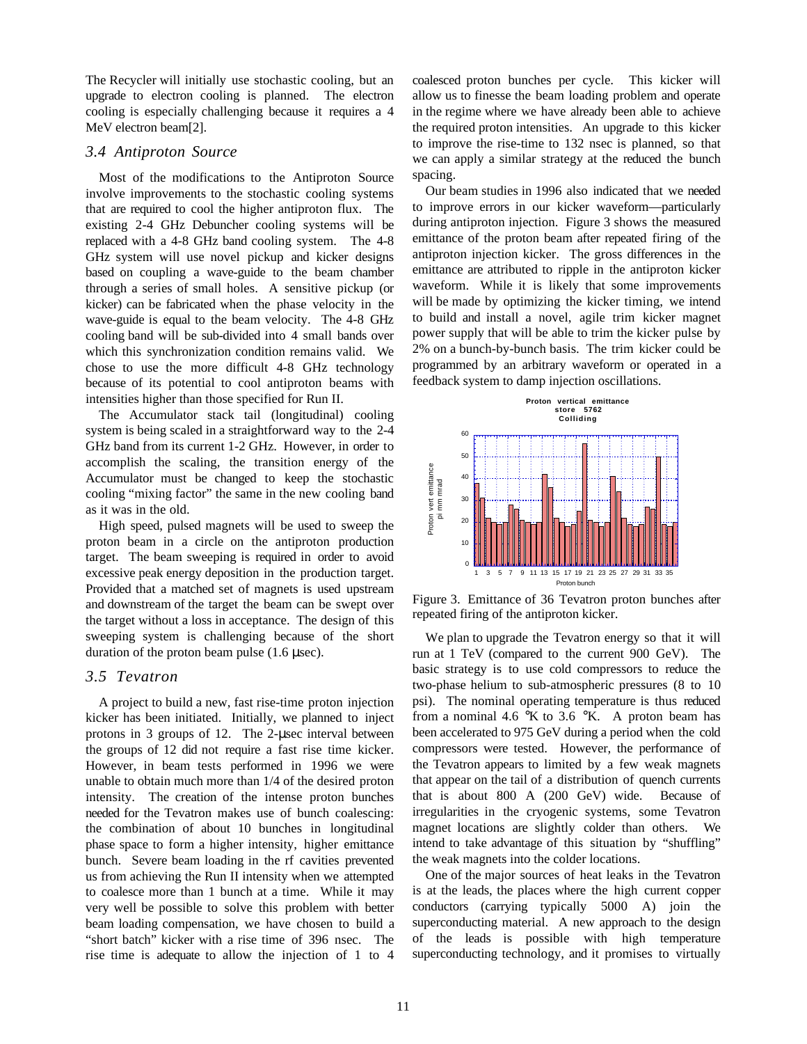The Recycler will initially use stochastic cooling, but an upgrade to electron cooling is planned. The electron cooling is especially challenging because it requires a 4 MeV electron beam[2].

### *3.4 Antiproton Source*

Most of the modifications to the Antiproton Source involve improvements to the stochastic cooling systems that are required to cool the higher antiproton flux. The existing 2-4 GHz Debuncher cooling systems will be replaced with a 4-8 GHz band cooling system. The 4-8 GHz system will use novel pickup and kicker designs based on coupling a wave-guide to the beam chamber through a series of small holes. A sensitive pickup (or kicker) can be fabricated when the phase velocity in the wave-guide is equal to the beam velocity. The 4-8 GHz cooling band will be sub-divided into 4 small bands over which this synchronization condition remains valid. We chose to use the more difficult 4-8 GHz technology because of its potential to cool antiproton beams with intensities higher than those specified for Run II.

The Accumulator stack tail (longitudinal) cooling system is being scaled in a straightforward way to the 2-4 GHz band from its current 1-2 GHz. However, in order to accomplish the scaling, the transition energy of the Accumulator must be changed to keep the stochastic cooling "mixing factor" the same in the new cooling band as it was in the old.

High speed, pulsed magnets will be used to sweep the proton beam in a circle on the antiproton production target. The beam sweeping is required in order to avoid excessive peak energy deposition in the production target. Provided that a matched set of magnets is used upstream and downstream of the target the beam can be swept over the target without a loss in acceptance. The design of this sweeping system is challenging because of the short duration of the proton beam pulse (1.6 µsec).

### *3.5 Tevatron*

A project to build a new, fast rise-time proton injection kicker has been initiated. Initially, we planned to inject protons in 3 groups of 12. The 2-µsec interval between the groups of 12 did not require a fast rise time kicker. However, in beam tests performed in 1996 we were unable to obtain much more than 1/4 of the desired proton intensity. The creation of the intense proton bunches needed for the Tevatron makes use of bunch coalescing: the combination of about 10 bunches in longitudinal phase space to form a higher intensity, higher emittance bunch. Severe beam loading in the rf cavities prevented us from achieving the Run II intensity when we attempted to coalesce more than 1 bunch at a time. While it may very well be possible to solve this problem with better beam loading compensation, we have chosen to build a "short batch" kicker with a rise time of 396 nsec. The rise time is adequate to allow the injection of 1 to 4 coalesced proton bunches per cycle. This kicker will allow us to finesse the beam loading problem and operate in the regime where we have already been able to achieve the required proton intensities. An upgrade to this kicker to improve the rise-time to 132 nsec is planned, so that we can apply a similar strategy at the reduced the bunch spacing.

Our beam studies in 1996 also indicated that we needed to improve errors in our kicker waveform—particularly during antiproton injection. Figure 3 shows the measured emittance of the proton beam after repeated firing of the antiproton injection kicker. The gross differences in the emittance are attributed to ripple in the antiproton kicker waveform. While it is likely that some improvements will be made by optimizing the kicker timing, we intend to build and install a novel, agile trim kicker magnet power supply that will be able to trim the kicker pulse by 2% on a bunch-by-bunch basis. The trim kicker could be programmed by an arbitrary waveform or operated in a feedback system to damp injection oscillations.

Figure 3. Emittance of 36 Tevatron proton bunches after repeated firing of the antiproton kicker.

We plan to upgrade the Tevatron energy so that it will run at 1 TeV (compared to the current 900 GeV). The basic strategy is to use cold compressors to reduce the two-phase helium to sub-atmospheric pressures (8 to 10 psi). The nominal operating temperature is thus reduced from a nominal 4.6 °K to 3.6 °K. A proton beam has been accelerated to 975 GeV during a period when the cold compressors were tested. However, the performance of the Tevatron appears to limited by a few weak magnets that appear on the tail of a distribution of quench currents that is about 800 A (200 GeV) wide. Because of irregularities in the cryogenic systems, some Tevatron magnet locations are slightly colder than others. We intend to take advantage of this situation by "shuffling" the weak magnets into the colder locations.

One of the major sources of heat leaks in the Tevatron is at the leads, the places where the high current copper conductors (carrying typically 5000 A) join the superconducting material. A new approach to the design of the leads is possible with high temperature superconducting technology, and it promises to virtually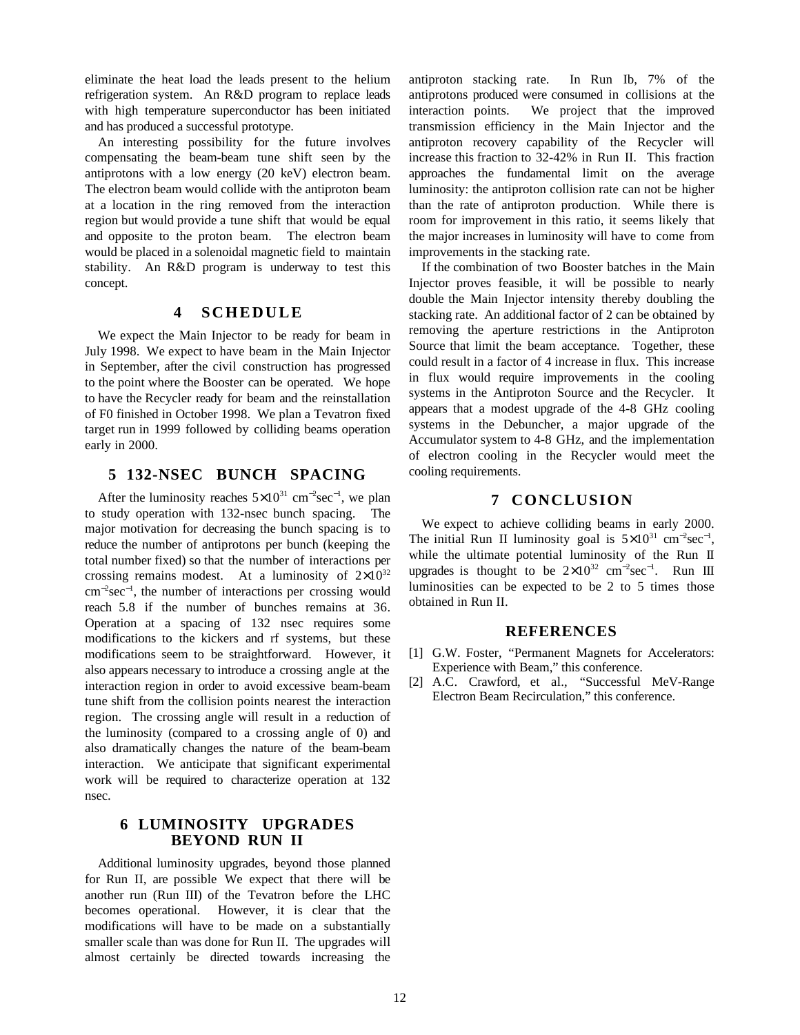eliminate the heat load the leads present to the helium refrigeration system. An R&D program to replace leads with high temperature superconductor has been initiated and has produced a successful prototype.

An interesting possibility for the future involves compensating the beam-beam tune shift seen by the antiprotons with a low energy (20 keV) electron beam. The electron beam would collide with the antiproton beam at a location in the ring removed from the interaction region but would provide a tune shift that would be equal and opposite to the proton beam. The electron beam would be placed in a solenoidal magnetic field to maintain stability. An R&D program is underway to test this concept.

## 4 SCHEDULE

We expect the Main Injector to be ready for beam in July 1998. We expect to have beam in the Main Injector in September, after the civil construction has progressed to the point where the Booster can be operated. We hope to have the Recycler ready for beam and the reinstallation of F0 finished in October 1998. We plan a Tevatron fixed target run in 1999 followed by colliding beams operation early in 2000.

## 5 132-NSEC BUNCH SPACING

After the luminosity reaches $5\times10^{31}$ cm$^{-2}$sec$^{-1}$, we plan to study operation with 132-nsec bunch spacing. The major motivation for decreasing the bunch spacing is to reduce the number of antiprotons per bunch (keeping the total number fixed) so that the number of interactions per crossing remains modest. At a luminosity of $2\times10^{32}$ cm$^{-2}$sec$^{-1}$, the number of interactions per crossing would reach 5.8 if the number of bunches remains at 36. Operation at a spacing of 132 nsec requires some modifications to the kickers and rf systems, but these modifications seem to be straightforward. However, it also appears necessary to introduce a crossing angle at the interaction region in order to avoid excessive beam-beam tune shift from the collision points nearest the interaction region. The crossing angle will result in a reduction of the luminosity (compared to a crossing angle of 0) and also dramatically changes the nature of the beam-beam interaction. We anticipate that significant experimental work will be required to characterize operation at 132 nsec.

## 6 LUMINOSITY UPGRADES BEYOND RUN II

Additional luminosity upgrades, beyond those planned for Run II, are possible We expect that there will be another run (Run III) of the Tevatron before the LHC becomes operational. However, it is clear that the modifications will have to be made on a substantially smaller scale than was done for Run II. The upgrades will almost certainly be directed towards increasing the antiproton stacking rate. In Run Ib, 7% of the antiprotons produced were consumed in collisions at the interaction points. We project that the improved transmission efficiency in the Main Injector and the antiproton recovery capability of the Recycler will increase this fraction to 32-42% in Run II. This fraction approaches the fundamental limit on the average luminosity: the antiproton collision rate can not be higher than the rate of antiproton production. While there is room for improvement in this ratio, it seems likely that the major increases in luminosity will have to come from improvements in the stacking rate.

If the combination of two Booster batches in the Main Injector proves feasible, it will be possible to nearly double the Main Injector intensity thereby doubling the stacking rate. An additional factor of 2 can be obtained by removing the aperture restrictions in the Antiproton Source that limit the beam acceptance. Together, these could result in a factor of 4 increase in flux. This increase in flux would require improvements in the cooling systems in the Antiproton Source and the Recycler. It appears that a modest upgrade of the 4-8 GHz cooling systems in the Debuncher, a major upgrade of the Accumulator system to 4-8 GHz, and the implementation of electron cooling in the Recycler would meet the cooling requirements.

## 7 CONCLUSION

We expect to achieve colliding beams in early 2000. The initial Run II luminosity goal is $5\times10^{31}$ cm$^{-2}$sec$^{-1}$, while the ultimate potential luminosity of the Run II upgrades is thought to be $2\times10^{32}$ cm$^{-2}$sec$^{-1}$. Run III luminosities can be expected to be 2 to 5 times those obtained in Run II.

## REFERENCES

[1] G.W. Foster, "Permanent Magnets for Accelerators: Experience with Beam," this conference.

[2] A.C. Crawford, et al., "Successful MeV-Range Electron Beam Recirculation," this conference.